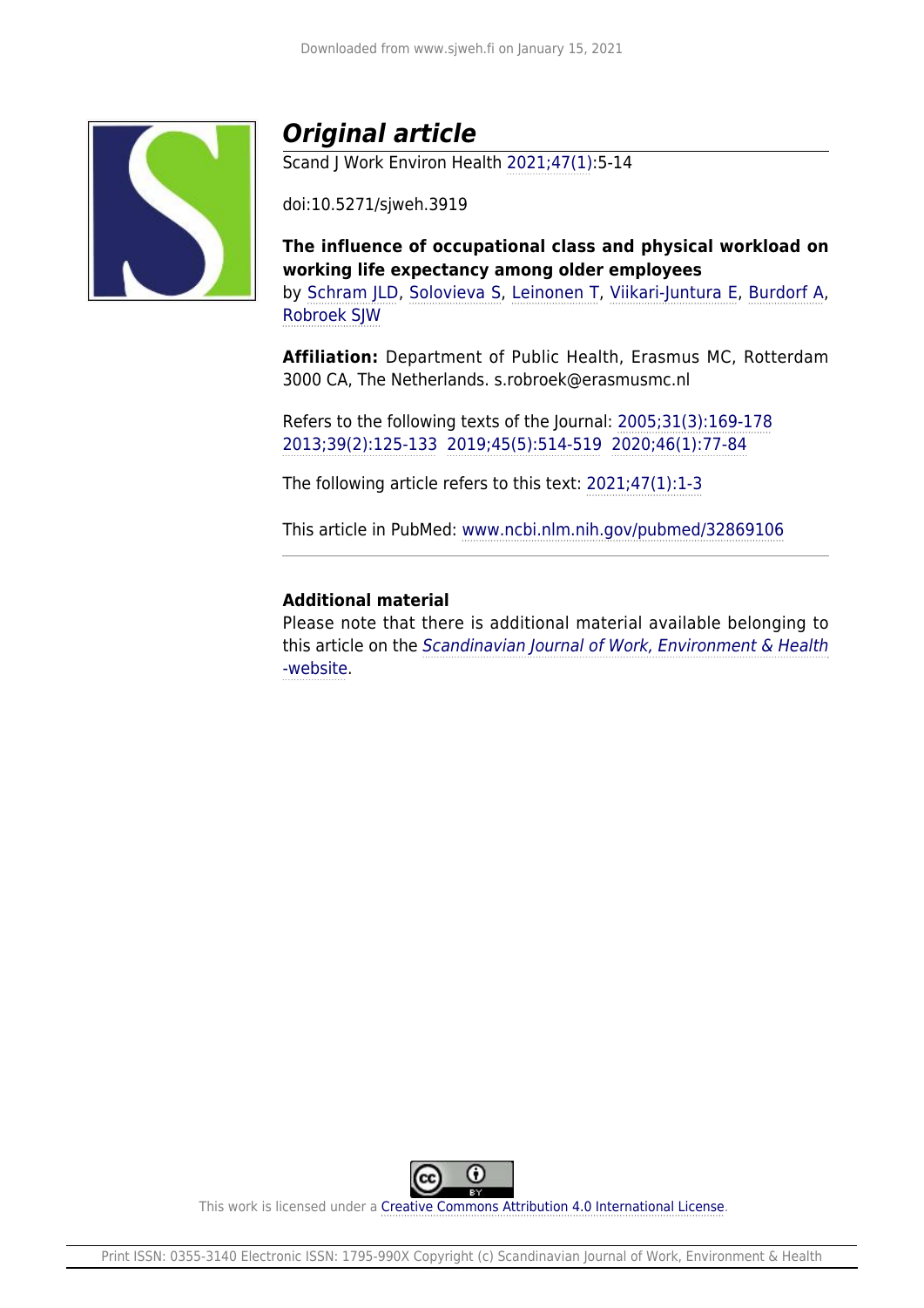# *Original article*

Scand J Work Environ Health 2021;47(1):5-14

doi:10.5271/sjweh.3919

**The influence of occupational class and physical workload on working life expectancy among older employees**

by Schram JLD, Solovieva S, Leinonen T, Viikari-Juntura E, Burdorf A, Robroek SJW

**Affiliation:** Department of Public Health, Erasmus MC, Rotterdam 3000 CA, The Netherlands. s.robroek@erasmusmc.nl

Refers to the following texts of the Journal: 2005;31(3):169-178 2013;39(2):125-133 2019;45(5):514-519 2020;46(1):77-84

The following article refers to this text: 2021;47(1):1-3

This article in PubMed: www.ncbi.nlm.nih.gov/pubmed/32869106

## Additional material

Please note that there is additional material available belonging to this article on the *Scandinavian Journal of Work, Environment & Health -website*.

This work is licensed under a Creative Commons Attribution 4.0 International License.

Print ISSN: 0355-3140 Electronic ISSN: 1795-990X Copyright (c) Scandinavian Journal of Work, Environment & Health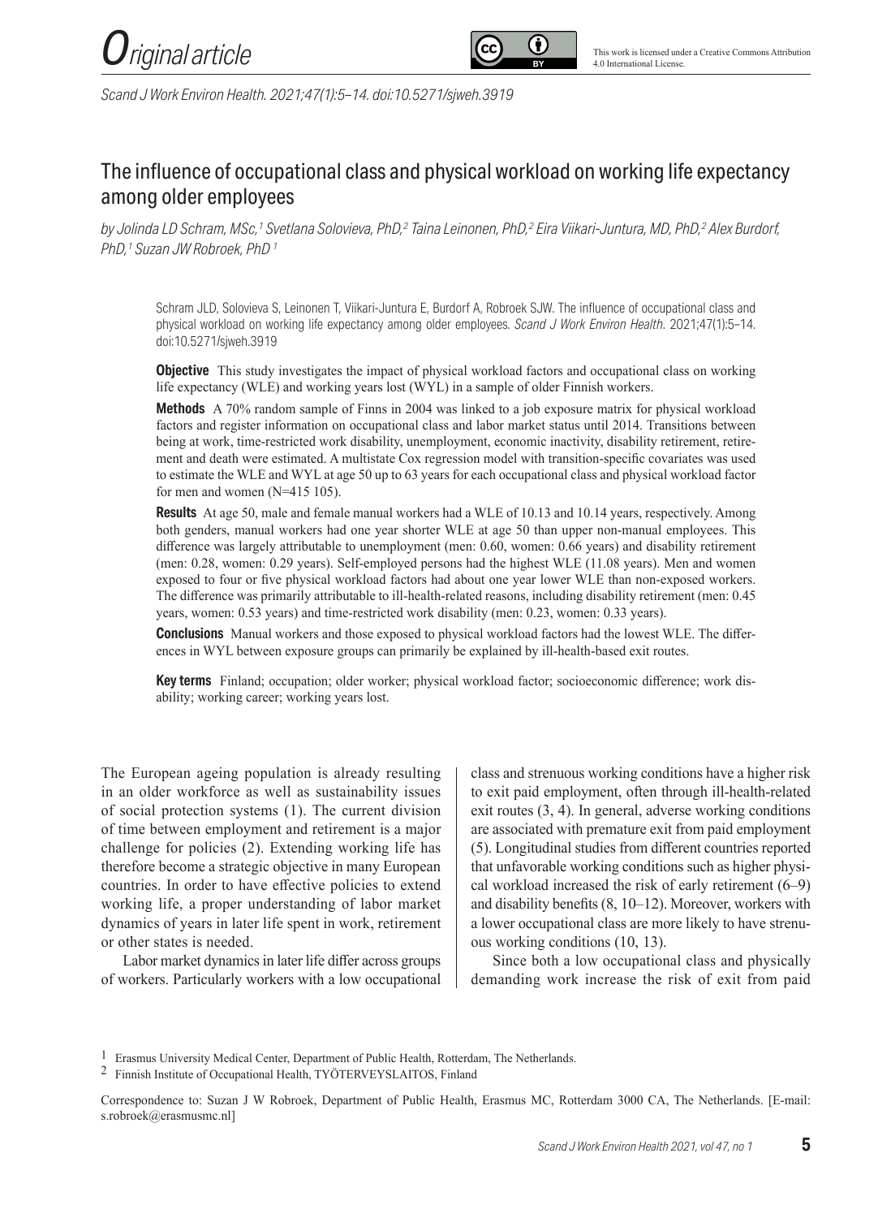# The influence of occupational class and physical workload on working life expectancy among older employees

*by Jolinda LD Schram, MSc,[1] Svetlana Solovieva, PhD,[2] Taina Leinonen, PhD,[2] Eira Viikari-Juntura, MD, PhD,[2] Alex Burdorf, PhD,[1] Suzan JW Robroek, PhD [1]*

Schram JLD, Solovieva S, Leinonen T, Viikari-Juntura E, Burdorf A, Robroek SJW. The influence of occupational class and physical workload on working life expectancy among older employees. *Scand J Work Environ Health*. 2021;47(1):5–14. doi:10.5271/sjweh.3919

**Objective** This study investigates the impact of physical workload factors and occupational class on working life expectancy (WLE) and working years lost (WYL) in a sample of older Finnish workers.

**Methods** A 70% random sample of Finns in 2004 was linked to a job exposure matrix for physical workload factors and register information on occupational class and labor market status until 2014. Transitions between being at work, time-restricted work disability, unemployment, economic inactivity, disability retirement, retirement and death were estimated. A multistate Cox regression model with transition-specific covariates was used to estimate the WLE and WYL at age 50 up to 63 years for each occupational class and physical workload factor for men and women (N=415 105).

**Results** At age 50, male and female manual workers had a WLE of 10.13 and 10.14 years, respectively. Among both genders, manual workers had one year shorter WLE at age 50 than upper non-manual employees. This difference was largely attributable to unemployment (men: 0.60, women: 0.66 years) and disability retirement (men: 0.28, women: 0.29 years). Self-employed persons had the highest WLE (11.08 years). Men and women exposed to four or five physical workload factors had about one year lower WLE than non-exposed workers. The difference was primarily attributable to ill-health-related reasons, including disability retirement (men: 0.45 years, women: 0.53 years) and time-restricted work disability (men: 0.23, women: 0.33 years).

**Conclusions** Manual workers and those exposed to physical workload factors had the lowest WLE. The differences in WYL between exposure groups can primarily be explained by ill-health-based exit routes.

**Key terms** Finland; occupation; older worker; physical workload factor; socioeconomic difference; work disability; working career; working years lost.

The European ageing population is already resulting in an older workforce as well as sustainability issues of social protection systems (1). The current division of time between employment and retirement is a major challenge for policies (2). Extending working life has therefore become a strategic objective in many European countries. In order to have effective policies to extend working life, a proper understanding of labor market dynamics of years in later life spent in work, retirement or other states is needed.

Labor market dynamics in later life differ across groups of workers. Particularly workers with a low occupational class and strenuous working conditions have a higher risk to exit paid employment, often through ill-health-related exit routes (3, 4). In general, adverse working conditions are associated with premature exit from paid employment (5). Longitudinal studies from different countries reported that unfavorable working conditions such as higher physical workload increased the risk of early retirement (6–9) and disability benefits (8, 10–12). Moreover, workers with a lower occupational class are more likely to have strenuous working conditions (10, 13).

Since both a low occupational class and physically demanding work increase the risk of exit from paid

[1] Erasmus University Medical Center, Department of Public Health, Rotterdam, The Netherlands.

[2] Finnish Institute of Occupational Health, TYÖTERVEYSLAITOS, Finland

Correspondence to: Suzan J W Robroek, Department of Public Health, Erasmus MC, Rotterdam 3000 CA, The Netherlands. [E-mail: s.robroek@erasmusmc.nl]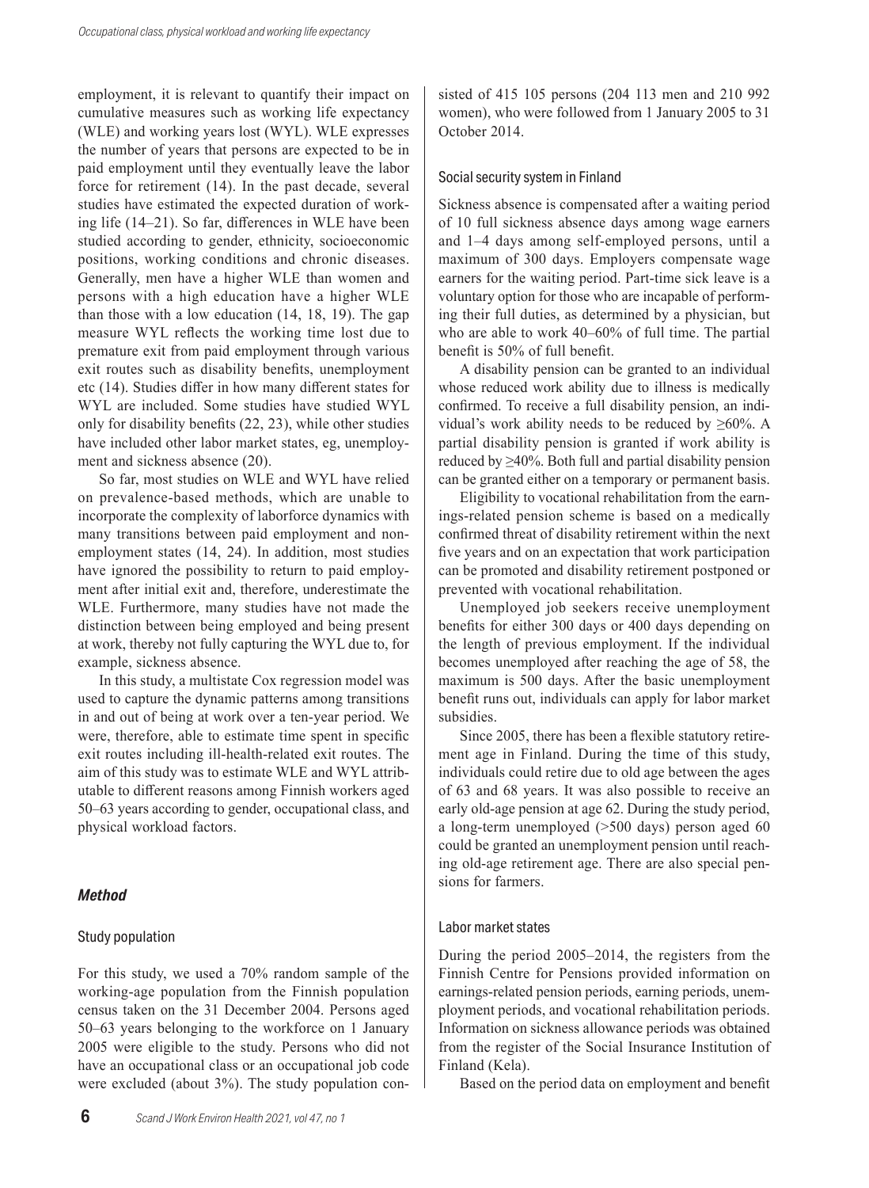employment, it is relevant to quantify their impact on cumulative measures such as working life expectancy (WLE) and working years lost (WYL). WLE expresses the number of years that persons are expected to be in paid employment until they eventually leave the labor force for retirement (14). In the past decade, several studies have estimated the expected duration of working life (14–21). So far, differences in WLE have been studied according to gender, ethnicity, socioeconomic positions, working conditions and chronic diseases. Generally, men have a higher WLE than women and persons with a high education have a higher WLE than those with a low education (14, 18, 19). The gap measure WYL reflects the working time lost due to premature exit from paid employment through various exit routes such as disability benefits, unemployment etc (14). Studies differ in how many different states for WYL are included. Some studies have studied WYL only for disability benefits (22, 23), while other studies have included other labor market states, eg, unemployment and sickness absence (20).

So far, most studies on WLE and WYL have relied on prevalence-based methods, which are unable to incorporate the complexity of laborforce dynamics with many transitions between paid employment and non-employment states (14, 24). In addition, most studies have ignored the possibility to return to paid employment after initial exit and, therefore, underestimate the WLE. Furthermore, many studies have not made the distinction between being employed and being present at work, thereby not fully capturing the WYL due to, for example, sickness absence.

In this study, a multistate Cox regression model was used to capture the dynamic patterns among transitions in and out of being at work over a ten-year period. We were, therefore, able to estimate time spent in specific exit routes including ill-health-related exit routes. The aim of this study was to estimate WLE and WYL attributable to different reasons among Finnish workers aged 50–63 years according to gender, occupational class, and physical workload factors.

## *Method*

### Study population

For this study, we used a 70% random sample of the working-age population from the Finnish population census taken on the 31 December 2004. Persons aged 50–63 years belonging to the workforce on 1 January 2005 were eligible to the study. Persons who did not have an occupational class or an occupational job code were excluded (about 3%). The study population consisted of 415 105 persons (204 113 men and 210 992 women), who were followed from 1 January 2005 to 31 October 2014.

### Social security system in Finland

Sickness absence is compensated after a waiting period of 10 full sickness absence days among wage earners and 1–4 days among self-employed persons, until a maximum of 300 days. Employers compensate wage earners for the waiting period. Part-time sick leave is a voluntary option for those who are incapable of performing their full duties, as determined by a physician, but who are able to work 40–60% of full time. The partial benefit is 50% of full benefit.

A disability pension can be granted to an individual whose reduced work ability due to illness is medically confirmed. To receive a full disability pension, an individual's work ability needs to be reduced by ≥60%. A partial disability pension is granted if work ability is reduced by ≥40%. Both full and partial disability pension can be granted either on a temporary or permanent basis.

Eligibility to vocational rehabilitation from the earnings-related pension scheme is based on a medically confirmed threat of disability retirement within the next five years and on an expectation that work participation can be promoted and disability retirement postponed or prevented with vocational rehabilitation.

Unemployed job seekers receive unemployment benefits for either 300 days or 400 days depending on the length of previous employment. If the individual becomes unemployed after reaching the age of 58, the maximum is 500 days. After the basic unemployment benefit runs out, individuals can apply for labor market subsidies.

Since 2005, there has been a flexible statutory retirement age in Finland. During the time of this study, individuals could retire due to old age between the ages of 63 and 68 years. It was also possible to receive an early old-age pension at age 62. During the study period, a long-term unemployed (>500 days) person aged 60 could be granted an unemployment pension until reaching old-age retirement age. There are also special pensions for farmers.

### Labor market states

During the period 2005–2014, the registers from the Finnish Centre for Pensions provided information on earnings-related pension periods, earning periods, unemployment periods, and vocational rehabilitation periods. Information on sickness allowance periods was obtained from the register of the Social Insurance Institution of Finland (Kela).

Based on the period data on employment and benefit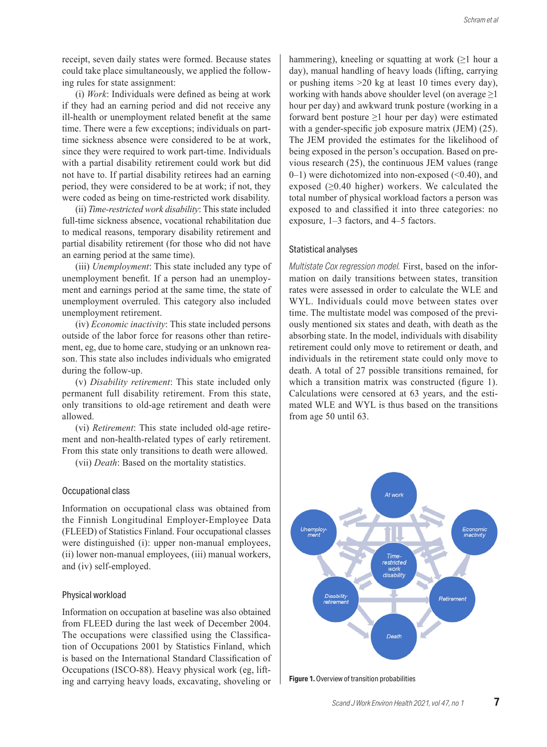receipt, seven daily states were formed. Because states could take place simultaneously, we applied the following rules for state assignment:

(i) *Work*: Individuals were defined as being at work if they had an earning period and did not receive any ill-health or unemployment related benefit at the same time. There were a few exceptions; individuals on part-time sickness absence were considered to be at work, since they were required to work part-time. Individuals with a partial disability retirement could work but did not have to. If partial disability retirees had an earning period, they were considered to be at work; if not, they were coded as being on time-restricted work disability.

(ii) *Time-restricted work disability*: This state included full-time sickness absence, vocational rehabilitation due to medical reasons, temporary disability retirement and partial disability retirement (for those who did not have an earning period at the same time).

(iii) *Unemployment*: This state included any type of unemployment benefit. If a person had an unemployment and earnings period at the same time, the state of unemployment overruled. This category also included unemployment retirement.

(iv) *Economic inactivity*: This state included persons outside of the labor force for reasons other than retirement, eg, due to home care, studying or an unknown reason. This state also includes individuals who emigrated during the follow-up.

(v) *Disability retirement*: This state included only permanent full disability retirement. From this state, only transitions to old-age retirement and death were allowed.

(vi) *Retirement*: This state included old-age retirement and non-health-related types of early retirement. From this state only transitions to death were allowed.

(vii) *Death*: Based on the mortality statistics.

### Occupational class

Information on occupational class was obtained from the Finnish Longitudinal Employer-Employee Data (FLEED) of Statistics Finland. Four occupational classes were distinguished (i): upper non-manual employees, (ii) lower non-manual employees, (iii) manual workers, and (iv) self-employed.

### Physical workload

Information on occupation at baseline was also obtained from FLEED during the last week of December 2004. The occupations were classified using the Classification of Occupations 2001 by Statistics Finland, which is based on the International Standard Classification of Occupations (ISCO-88). Heavy physical work (eg, lifting and carrying heavy loads, excavating, shoveling or hammering), kneeling or squatting at work (≥1 hour a day), manual handling of heavy loads (lifting, carrying or pushing items >20 kg at least 10 times every day), working with hands above shoulder level (on average ≥1 hour per day) and awkward trunk posture (working in a forward bent posture ≥1 hour per day) were estimated with a gender-specific job exposure matrix (JEM) (25). The JEM provided the estimates for the likelihood of being exposed in the person's occupation. Based on previous research (25), the continuous JEM values (range 0–1) were dichotomized into non-exposed (<0.40), and exposed (≥0.40 higher) workers. We calculated the total number of physical workload factors a person was exposed to and classified it into three categories: no exposure, 1–3 factors, and 4–5 factors.

### Statistical analyses

*Multistate Cox regression model.* First, based on the information on daily transitions between states, transition rates were assessed in order to calculate the WLE and WYL. Individuals could move between states over time. The multistate model was composed of the previously mentioned six states and death, with death as the absorbing state. In the model, individuals with disability retirement could only move to retirement or death, and individuals in the retirement state could only move to death. A total of 27 possible transitions remained, for which a transition matrix was constructed (figure 1). Calculations were censored at 63 years, and the estimated WLE and WYL is thus based on the transitions from age 50 until 63.

**Figure 1.** Overview of transition probabilities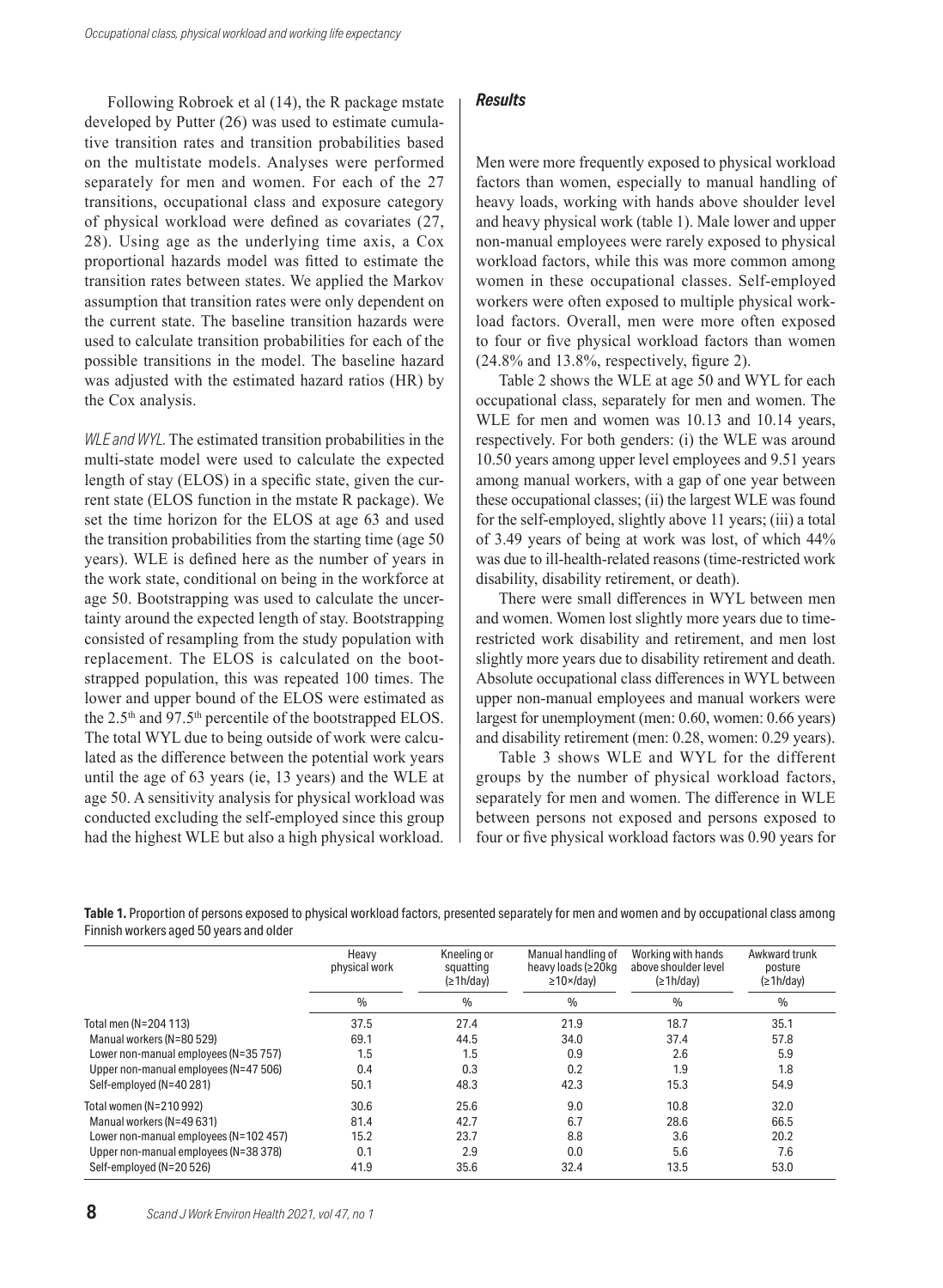Following Robroek et al (14), the R package mstate developed by Putter (26) was used to estimate cumulative transition rates and transition probabilities based on the multistate models. Analyses were performed separately for men and women. For each of the 27 transitions, occupational class and exposure category of physical workload were defined as covariates (27, 28). Using age as the underlying time axis, a Cox proportional hazards model was fitted to estimate the transition rates between states. We applied the Markov assumption that transition rates were only dependent on the current state. The baseline transition hazards were used to calculate transition probabilities for each of the possible transitions in the model. The baseline hazard was adjusted with the estimated hazard ratios (HR) by the Cox analysis.

*WLE and WYL.* The estimated transition probabilities in the multi-state model were used to calculate the expected length of stay (ELOS) in a specific state, given the current state (ELOS function in the mstate R package). We set the time horizon for the ELOS at age 63 and used the transition probabilities from the starting time (age 50 years). WLE is defined here as the number of years in the work state, conditional on being in the workforce at age 50. Bootstrapping was used to calculate the uncertainty around the expected length of stay. Bootstrapping consisted of resampling from the study population with replacement. The ELOS is calculated on the bootstrapped population, this was repeated 100 times. The lower and upper bound of the ELOS were estimated as the 2.5th and 97.5th percentile of the bootstrapped ELOS. The total WYL due to being outside of work were calculated as the difference between the potential work years until the age of 63 years (ie, 13 years) and the WLE at age 50. A sensitivity analysis for physical workload was conducted excluding the self-employed since this group had the highest WLE but also a high physical workload.

## Results

Men were more frequently exposed to physical workload factors than women, especially to manual handling of heavy loads, working with hands above shoulder level and heavy physical work (table 1). Male lower and upper non-manual employees were rarely exposed to physical workload factors, while this was more common among women in these occupational classes. Self-employed workers were often exposed to multiple physical workload factors. Overall, men were more often exposed to four or five physical workload factors than women (24.8% and 13.8%, respectively, figure 2).

Table 2 shows the WLE at age 50 and WYL for each occupational class, separately for men and women. The WLE for men and women was 10.13 and 10.14 years, respectively. For both genders: (i) the WLE was around 10.50 years among upper level employees and 9.51 years among manual workers, with a gap of one year between these occupational classes; (ii) the largest WLE was found for the self-employed, slightly above 11 years; (iii) a total of 3.49 years of being at work was lost, of which 44% was due to ill-health-related reasons (time-restricted work disability, disability retirement, or death).

There were small differences in WYL between men and women. Women lost slightly more years due to time-restricted work disability and retirement, and men lost slightly more years due to disability retirement and death. Absolute occupational class differences in WYL between upper non-manual employees and manual workers were largest for unemployment (men: 0.60, women: 0.66 years) and disability retirement (men: 0.28, women: 0.29 years).

Table 3 shows WLE and WYL for the different groups by the number of physical workload factors, separately for men and women. The difference in WLE between persons not exposed and persons exposed to four or five physical workload factors was 0.90 years for

**Table 1.** Proportion of persons exposed to physical workload factors, presented separately for men and women and by occupational class among Finnish workers aged 50 years and older

| | Heavy physical work | Kneeling or squatting (≥1h/day) | Manual handling of heavy loads (≥20kg ≥10×/day) | Working with hands above shoulder level (≥1h/day) | Awkward trunk posture (≥1h/day) |
|---|---|---|---|---|---|
| | % | % | % | % | % |
| Total men (N=204 113) | 37.5 | 27.4 | 21.9 | 18.7 | 35.1 |
| Manual workers (N=80 529) | 69.1 | 44.5 | 34.0 | 37.4 | 57.8 |
| Lower non-manual employees (N=35 757) | 1.5 | 1.5 | 0.9 | 2.6 | 5.9 |
| Upper non-manual employees (N=47 506) | 0.4 | 0.3 | 0.2 | 1.9 | 1.8 |
| Self-employed (N=40 281) | 50.1 | 48.3 | 42.3 | 15.3 | 54.9 |
| Total women (N=210 992) | 30.6 | 25.6 | 9.0 | 10.8 | 32.0 |
| Manual workers (N=49 631) | 81.4 | 42.7 | 6.7 | 28.6 | 66.5 |
| Lower non-manual employees (N=102 457) | 15.2 | 23.7 | 8.8 | 3.6 | 20.2 |
| Upper non-manual employees (N=38 378) | 0.1 | 2.9 | 0.0 | 5.6 | 7.6 |
| Self-employed (N=20 526) | 41.9 | 35.6 | 32.4 | 13.5 | 53.0 |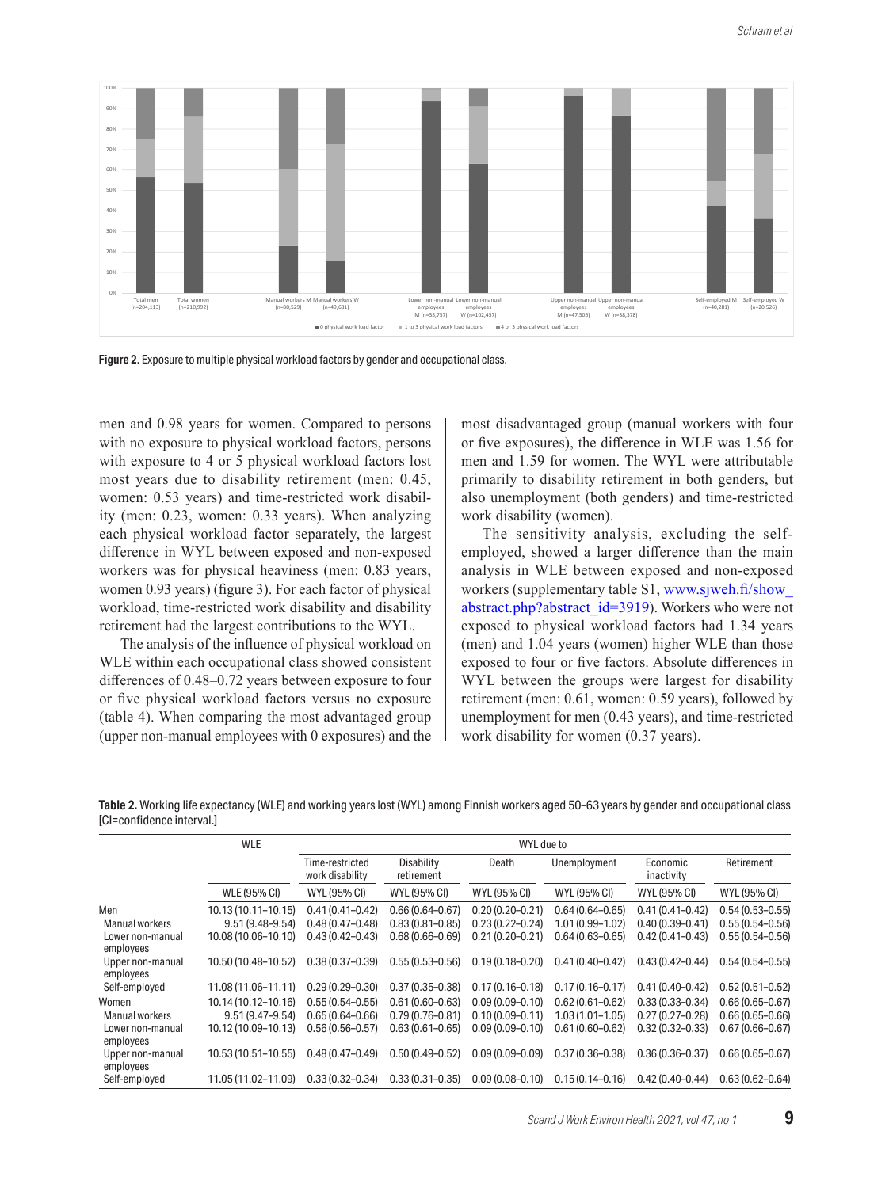**Figure 2**. Exposure to multiple physical workload factors by gender and occupational class.

men and 0.98 years for women. Compared to persons with no exposure to physical workload factors, persons with exposure to 4 or 5 physical workload factors lost most years due to disability retirement (men: 0.45, women: 0.53 years) and time-restricted work disability (men: 0.23, women: 0.33 years). When analyzing each physical workload factor separately, the largest difference in WYL between exposed and non-exposed workers was for physical heaviness (men: 0.83 years, women 0.93 years) (figure 3). For each factor of physical workload, time-restricted work disability and disability retirement had the largest contributions to the WYL.

The analysis of the influence of physical workload on WLE within each occupational class showed consistent differences of 0.48–0.72 years between exposure to four or five physical workload factors versus no exposure (table 4). When comparing the most advantaged group (upper non-manual employees with 0 exposures) and the most disadvantaged group (manual workers with four or five exposures), the difference in WLE was 1.56 for men and 1.59 for women. The WYL were attributable primarily to disability retirement in both genders, but also unemployment (both genders) and time-restricted work disability (women).

The sensitivity analysis, excluding the self-employed, showed a larger difference than the main analysis in WLE between exposed and non-exposed workers (supplementary table S1, www.sjweh.fi/show_abstract.php?abstract_id=3919). Workers who were not exposed to physical workload factors had 1.34 years (men) and 1.04 years (women) higher WLE than those exposed to four or five factors. Absolute differences in WYL between the groups were largest for disability retirement (men: 0.61, women: 0.59 years), followed by unemployment for men (0.43 years), and time-restricted work disability for women (0.37 years).

**Table 2.** Working life expectancy (WLE) and working years lost (WYL) among Finnish workers aged 50–63 years by gender and occupational class [CI=confidence interval.]

| | WLE | WYL due to | | | | | |
|---|---|---|---|---|---|---|---|
| | | Time-restricted work disability | Disability retirement | Death | Unemployment | Economic inactivity | Retirement |
| | WLE (95% CI) | WYL (95% CI) | WYL (95% CI) | WYL (95% CI) | WYL (95% CI) | WYL (95% CI) | WYL (95% CI) |
| Men | 10.13 (10.11–10.15) | 0.41 (0.41–0.42) | 0.66 (0.64–0.67) | 0.20 (0.20–0.21) | 0.64 (0.64–0.65) | 0.41 (0.41–0.42) | 0.54 (0.53–0.55) |
| Manual workers | 9.51 (9.48–9.54) | 0.48 (0.47–0.48) | 0.83 (0.81–0.85) | 0.23 (0.22–0.24) | 1.01 (0.99–1.02) | 0.40 (0.39–0.41) | 0.55 (0.54–0.56) |
| Lower non-manual employees | 10.08 (10.06–10.10) | 0.43 (0.42–0.43) | 0.68 (0.66–0.69) | 0.21 (0.20–0.21) | 0.64 (0.63–0.65) | 0.42 (0.41–0.43) | 0.55 (0.54–0.56) |
| Upper non-manual employees | 10.50 (10.48–10.52) | 0.38 (0.37–0.39) | 0.55 (0.53–0.56) | 0.19 (0.18–0.20) | 0.41 (0.40–0.42) | 0.43 (0.42–0.44) | 0.54 (0.54–0.55) |
| Self-employed | 11.08 (11.06–11.11) | 0.29 (0.29–0.30) | 0.37 (0.35–0.38) | 0.17 (0.16–0.18) | 0.17 (0.16–0.17) | 0.41 (0.40–0.42) | 0.52 (0.51–0.52) |
| Women | 10.14 (10.12–10.16) | 0.55 (0.54–0.55) | 0.61 (0.60–0.63) | 0.09 (0.09–0.10) | 0.62 (0.61–0.62) | 0.33 (0.33–0.34) | 0.66 (0.65–0.67) |
| Manual workers | 9.51 (9.47–9.54) | 0.65 (0.64–0.66) | 0.79 (0.76–0.81) | 0.10 (0.09–0.11) | 1.03 (1.01–1.05) | 0.27 (0.27–0.28) | 0.66 (0.65–0.66) |
| Lower non-manual employees | 10.12 (10.09–10.13) | 0.56 (0.56–0.57) | 0.63 (0.61–0.65) | 0.09 (0.09–0.10) | 0.61 (0.60–0.62) | 0.32 (0.32–0.33) | 0.67 (0.66–0.67) |
| Upper non-manual employees | 10.53 (10.51–10.55) | 0.48 (0.47–0.49) | 0.50 (0.49–0.52) | 0.09 (0.09–0.09) | 0.37 (0.36–0.38) | 0.36 (0.36–0.37) | 0.66 (0.65–0.67) |
| Self-employed | 11.05 (11.02–11.09) | 0.33 (0.32–0.34) | 0.33 (0.31–0.35) | 0.09 (0.08–0.10) | 0.15 (0.14–0.16) | 0.42 (0.40–0.44) | 0.63 (0.62–0.64) |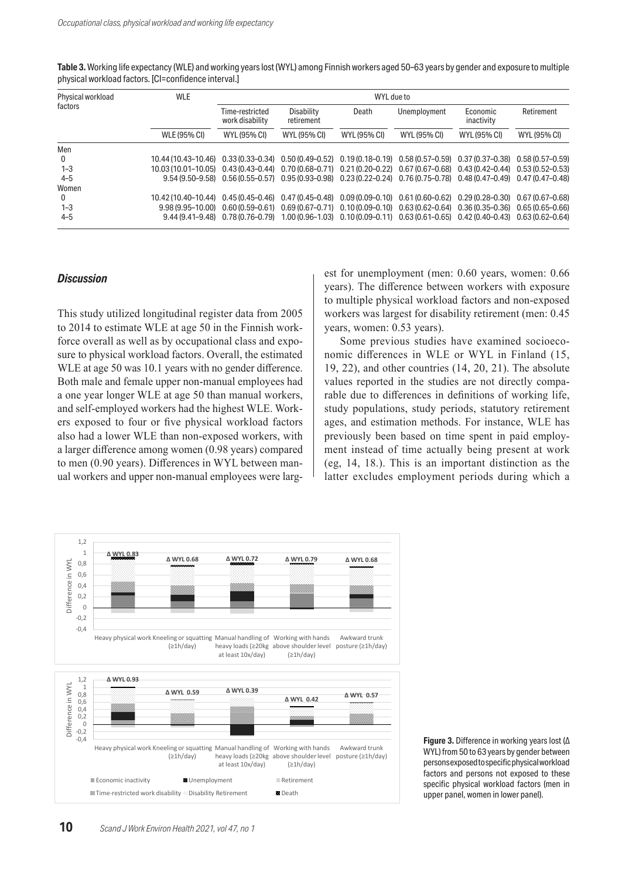**Table 3.** Working life expectancy (WLE) and working years lost (WYL) among Finnish workers aged 50–63 years by gender and exposure to multiple physical workload factors. [CI=confidence interval.]

| Physical workload factors | WLE | WYL due to | | | | | |
|---|---|---|---|---|---|---|---|
| | | Time-restricted work disability | Disability retirement | Death | Unemployment | Economic inactivity | Retirement |
| | WLE (95% CI) | WYL (95% CI) | WYL (95% CI) | WYL (95% CI) | WYL (95% CI) | WYL (95% CI) | WYL (95% CI) |
| Men | | | | | | | |
| 0 | 10.44 (10.43–10.46) | 0.33 (0.33–0.34) | 0.50 (0.49–0.52) | 0.19 (0.18–0.19) | 0.58 (0.57–0.59) | 0.37 (0.37–0.38) | 0.58 (0.57–0.59) |
| 1–3 | 10.03 (10.01–10.05) | 0.43 (0.43–0.44) | 0.70 (0.68–0.71) | 0.21 (0.20–0.22) | 0.67 (0.67–0.68) | 0.43 (0.42–0.44) | 0.53 (0.52–0.53) |
| 4–5 | 9.54 (9.50–9.58) | 0.56 (0.55–0.57) | 0.95 (0.93–0.98) | 0.23 (0.22–0.24) | 0.76 (0.75–0.78) | 0.48 (0.47–0.49) | 0.47 (0.47–0.48) |
| Women | | | | | | | |
| 0 | 10.42 (10.40–10.44) | 0.45 (0.45–0.46) | 0.47 (0.45–0.48) | 0.09 (0.09–0.10) | 0.61 (0.60–0.62) | 0.29 (0.28–0.30) | 0.67 (0.67–0.68) |
| 1–3 | 9.98 (9.95–10.00) | 0.60 (0.59–0.61) | 0.69 (0.67–0.71) | 0.10 (0.09–0.10) | 0.63 (0.62–0.64) | 0.36 (0.35–0.36) | 0.65 (0.65–0.66) |
| 4–5 | 9.44 (9.41–9.48) | 0.78 (0.76–0.79) | 1.00 (0.96–1.03) | 0.10 (0.09–0.11) | 0.63 (0.61–0.65) | 0.42 (0.40–0.43) | 0.63 (0.62–0.64) |

## *Discussion*

This study utilized longitudinal register data from 2005 to 2014 to estimate WLE at age 50 in the Finnish workforce overall as well as by occupational class and exposure to physical workload factors. Overall, the estimated WLE at age 50 was 10.1 years with no gender difference. Both male and female upper non-manual employees had a one year longer WLE at age 50 than manual workers, and self-employed workers had the highest WLE. Workers exposed to four or five physical workload factors also had a lower WLE than non-exposed workers, with a larger difference among women (0.98 years) compared to men (0.90 years). Differences in WYL between manual workers and upper non-manual employees were largest for unemployment (men: 0.60 years, women: 0.66 years). The difference between workers with exposure to multiple physical workload factors and non-exposed workers was largest for disability retirement (men: 0.45 years, women: 0.53 years).

Some previous studies have examined socioeconomic differences in WLE or WYL in Finland (15, 19, 22), and other countries (14, 20, 21). The absolute values reported in the studies are not directly comparable due to differences in definitions of working life, study populations, study periods, statutory retirement ages, and estimation methods. For instance, WLE has previously been based on time spent in paid employment instead of time actually being present at work (eg, 14, 18.). This is an important distinction as the latter excludes employment periods during which a

**Figure 3.** Difference in working years lost (Δ WYL) from 50 to 63 years by gender between persons exposed to specific physical workload factors and persons not exposed to these specific physical workload factors (men in upper panel, women in lower panel).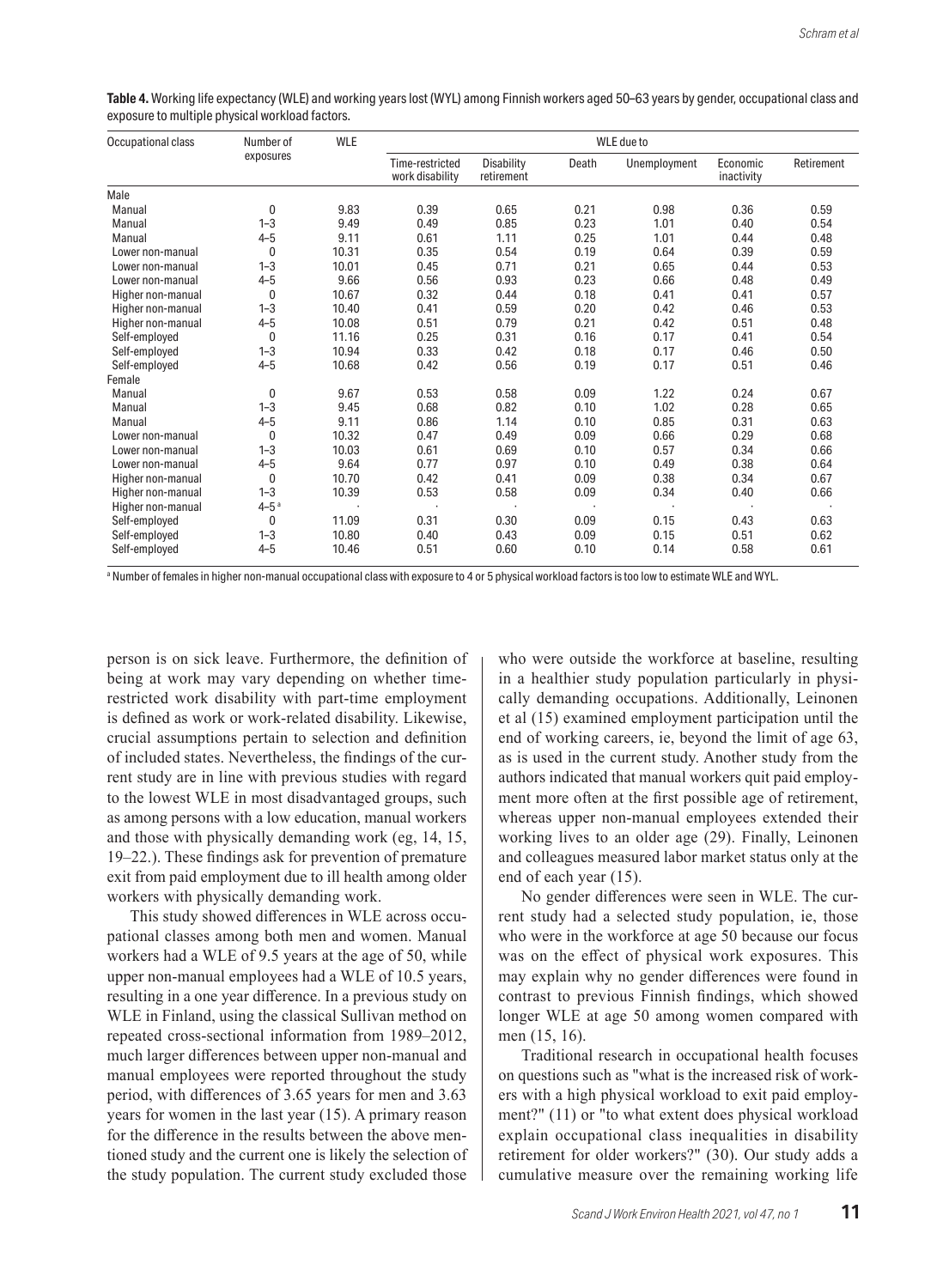**Table 4.** Working life expectancy (WLE) and working years lost (WYL) among Finnish workers aged 50–63 years by gender, occupational class and exposure to multiple physical workload factors.

| Occupational class | Number of exposures | WLE | WLE due to | | | | | |
|---|---|---|---|---|---|---|---|---|
| | | | Time-restricted work disability | Disability retirement | Death | Unemployment | Economic inactivity | Retirement |
| **Male** | | | | | | | | |
| Manual | 0 | 9.83 | 0.39 | 0.65 | 0.21 | 0.98 | 0.36 | 0.59 |
| Manual | 1–3 | 9.49 | 0.49 | 0.85 | 0.23 | 1.01 | 0.40 | 0.54 |
| Manual | 4–5 | 9.11 | 0.61 | 1.11 | 0.25 | 1.01 | 0.44 | 0.48 |
| Lower non-manual | 0 | 10.31 | 0.35 | 0.54 | 0.19 | 0.64 | 0.39 | 0.59 |
| Lower non-manual | 1–3 | 10.01 | 0.45 | 0.71 | 0.21 | 0.65 | 0.44 | 0.53 |
| Lower non-manual | 4–5 | 9.66 | 0.56 | 0.93 | 0.23 | 0.66 | 0.48 | 0.49 |
| Higher non-manual | 0 | 10.67 | 0.32 | 0.44 | 0.18 | 0.41 | 0.41 | 0.57 |
| Higher non-manual | 1–3 | 10.40 | 0.41 | 0.59 | 0.20 | 0.42 | 0.46 | 0.53 |
| Higher non-manual | 4–5 | 10.08 | 0.51 | 0.79 | 0.21 | 0.42 | 0.51 | 0.48 |
| Self-employed | 0 | 11.16 | 0.25 | 0.31 | 0.16 | 0.17 | 0.41 | 0.54 |
| Self-employed | 1–3 | 10.94 | 0.33 | 0.42 | 0.18 | 0.17 | 0.46 | 0.50 |
| Self-employed | 4–5 | 10.68 | 0.42 | 0.56 | 0.19 | 0.17 | 0.51 | 0.46 |
| **Female** | | | | | | | | |
| Manual | 0 | 9.67 | 0.53 | 0.58 | 0.09 | 1.22 | 0.24 | 0.67 |
| Manual | 1–3 | 9.45 | 0.68 | 0.82 | 0.10 | 1.02 | 0.28 | 0.65 |
| Manual | 4–5 | 9.11 | 0.86 | 1.14 | 0.10 | 0.85 | 0.31 | 0.63 |
| Lower non-manual | 0 | 10.32 | 0.47 | 0.49 | 0.09 | 0.66 | 0.29 | 0.68 |
| Lower non-manual | 1–3 | 10.03 | 0.61 | 0.69 | 0.10 | 0.57 | 0.34 | 0.66 |
| Lower non-manual | 4–5 | 9.64 | 0.77 | 0.97 | 0.10 | 0.49 | 0.38 | 0.64 |
| Higher non-manual | 0 | 10.70 | 0.42 | 0.41 | 0.09 | 0.38 | 0.34 | 0.67 |
| Higher non-manual | 1–3 | 10.39 | 0.53 | 0.58 | 0.09 | 0.34 | 0.40 | 0.66 |
| Higher non-manual | 4–5 [a] | . | . | . | . | . | . | . |
| Self-employed | 0 | 11.09 | 0.31 | 0.30 | 0.09 | 0.15 | 0.43 | 0.63 |
| Self-employed | 1–3 | 10.80 | 0.40 | 0.43 | 0.09 | 0.15 | 0.51 | 0.62 |
| Self-employed | 4–5 | 10.46 | 0.51 | 0.60 | 0.10 | 0.14 | 0.58 | 0.61 |

[a] Number of females in higher non-manual occupational class with exposure to 4 or 5 physical workload factors is too low to estimate WLE and WYL.

person is on sick leave. Furthermore, the definition of being at work may vary depending on whether time-restricted work disability with part-time employment is defined as work or work-related disability. Likewise, crucial assumptions pertain to selection and definition of included states. Nevertheless, the findings of the current study are in line with previous studies with regard to the lowest WLE in most disadvantaged groups, such as among persons with a low education, manual workers and those with physically demanding work (eg, 14, 15, 19–22.). These findings ask for prevention of premature exit from paid employment due to ill health among older workers with physically demanding work.

This study showed differences in WLE across occupational classes among both men and women. Manual workers had a WLE of 9.5 years at the age of 50, while upper non-manual employees had a WLE of 10.5 years, resulting in a one year difference. In a previous study on WLE in Finland, using the classical Sullivan method on repeated cross-sectional information from 1989–2012, much larger differences between upper non-manual and manual employees were reported throughout the study period, with differences of 3.65 years for men and 3.63 years for women in the last year (15). A primary reason for the difference in the results between the above mentioned study and the current one is likely the selection of the study population. The current study excluded those who were outside the workforce at baseline, resulting in a healthier study population particularly in physically demanding occupations. Additionally, Leinonen et al (15) examined employment participation until the end of working careers, ie, beyond the limit of age 63, as is used in the current study. Another study from the authors indicated that manual workers quit paid employment more often at the first possible age of retirement, whereas upper non-manual employees extended their working lives to an older age (29). Finally, Leinonen and colleagues measured labor market status only at the end of each year (15).

No gender differences were seen in WLE. The current study had a selected study population, ie, those who were in the workforce at age 50 because our focus was on the effect of physical work exposures. This may explain why no gender differences were found in contrast to previous Finnish findings, which showed longer WLE at age 50 among women compared with men (15, 16).

Traditional research in occupational health focuses on questions such as "what is the increased risk of workers with a high physical workload to exit paid employment?" (11) or "to what extent does physical workload explain occupational class inequalities in disability retirement for older workers?" (30). Our study adds a cumulative measure over the remaining working life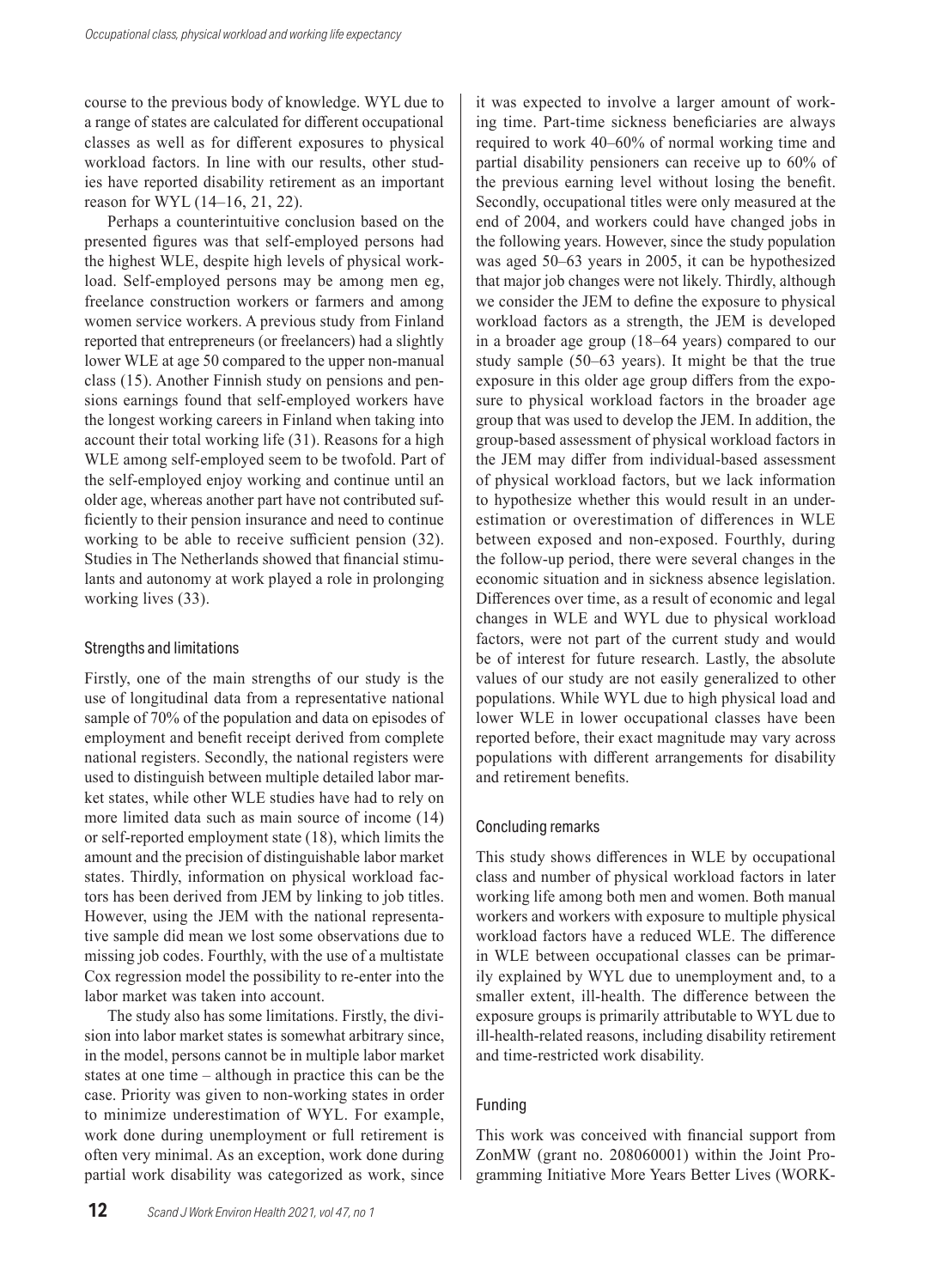course to the previous body of knowledge. WYL due to a range of states are calculated for different occupational classes as well as for different exposures to physical workload factors. In line with our results, other studies have reported disability retirement as an important reason for WYL (14–16, 21, 22).

Perhaps a counterintuitive conclusion based on the presented figures was that self-employed persons had the highest WLE, despite high levels of physical workload. Self-employed persons may be among men eg, freelance construction workers or farmers and among women service workers. A previous study from Finland reported that entrepreneurs (or freelancers) had a slightly lower WLE at age 50 compared to the upper non-manual class (15). Another Finnish study on pensions and pensions earnings found that self-employed workers have the longest working careers in Finland when taking into account their total working life (31). Reasons for a high WLE among self-employed seem to be twofold. Part of the self-employed enjoy working and continue until an older age, whereas another part have not contributed sufficiently to their pension insurance and need to continue working to be able to receive sufficient pension (32). Studies in The Netherlands showed that financial stimulants and autonomy at work played a role in prolonging working lives (33).

### Strengths and limitations

Firstly, one of the main strengths of our study is the use of longitudinal data from a representative national sample of 70% of the population and data on episodes of employment and benefit receipt derived from complete national registers. Secondly, the national registers were used to distinguish between multiple detailed labor market states, while other WLE studies have had to rely on more limited data such as main source of income (14) or self-reported employment state (18), which limits the amount and the precision of distinguishable labor market states. Thirdly, information on physical workload factors has been derived from JEM by linking to job titles. However, using the JEM with the national representative sample did mean we lost some observations due to missing job codes. Fourthly, with the use of a multistate Cox regression model the possibility to re-enter into the labor market was taken into account.

The study also has some limitations. Firstly, the division into labor market states is somewhat arbitrary since, in the model, persons cannot be in multiple labor market states at one time – although in practice this can be the case. Priority was given to non-working states in order to minimize underestimation of WYL. For example, work done during unemployment or full retirement is often very minimal. As an exception, work done during partial work disability was categorized as work, since it was expected to involve a larger amount of working time. Part-time sickness beneficiaries are always required to work 40–60% of normal working time and partial disability pensioners can receive up to 60% of the previous earning level without losing the benefit. Secondly, occupational titles were only measured at the end of 2004, and workers could have changed jobs in the following years. However, since the study population was aged 50–63 years in 2005, it can be hypothesized that major job changes were not likely. Thirdly, although we consider the JEM to define the exposure to physical workload factors as a strength, the JEM is developed in a broader age group (18–64 years) compared to our study sample (50–63 years). It might be that the true exposure in this older age group differs from the exposure to physical workload factors in the broader age group that was used to develop the JEM. In addition, the group-based assessment of physical workload factors in the JEM may differ from individual-based assessment of physical workload factors, but we lack information to hypothesize whether this would result in an underestimation or overestimation of differences in WLE between exposed and non-exposed. Fourthly, during the follow-up period, there were several changes in the economic situation and in sickness absence legislation. Differences over time, as a result of economic and legal changes in WLE and WYL due to physical workload factors, were not part of the current study and would be of interest for future research. Lastly, the absolute values of our study are not easily generalized to other populations. While WYL due to high physical load and lower WLE in lower occupational classes have been reported before, their exact magnitude may vary across populations with different arrangements for disability and retirement benefits.

### Concluding remarks

This study shows differences in WLE by occupational class and number of physical workload factors in later working life among both men and women. Both manual workers and workers with exposure to multiple physical workload factors have a reduced WLE. The difference in WLE between occupational classes can be primarily explained by WYL due to unemployment and, to a smaller extent, ill-health. The difference between the exposure groups is primarily attributable to WYL due to ill-health-related reasons, including disability retirement and time-restricted work disability.

### Funding

This work was conceived with financial support from ZonMW (grant no. 208060001) within the Joint Programming Initiative More Years Better Lives (WORK-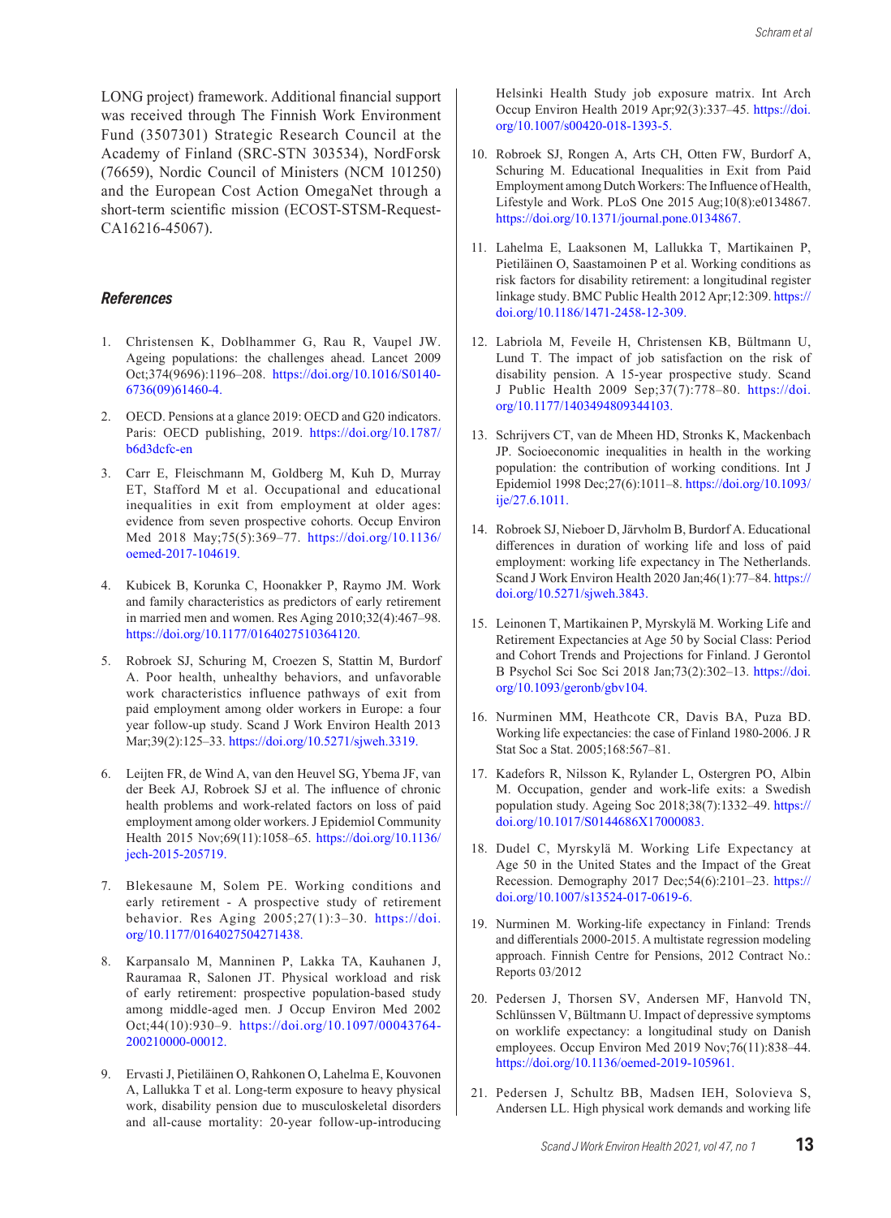LONG project) framework. Additional financial support was received through The Finnish Work Environment Fund (3507301) Strategic Research Council at the Academy of Finland (SRC-STN 303534), NordForsk (76659), Nordic Council of Ministers (NCM 101250) and the European Cost Action OmegaNet through a short-term scientific mission (ECOST-STSM-Request-CA16216-45067).

### *References*

1. Christensen K, Doblhammer G, Rau R, Vaupel JW. Ageing populations: the challenges ahead. Lancet 2009 Oct;374(9696):1196–208. https://doi.org/10.1016/S0140-6736(09)61460-4.

2. OECD. Pensions at a glance 2019: OECD and G20 indicators. Paris: OECD publishing, 2019. https://doi.org/10.1787/b6d3dcfc-en

3. Carr E, Fleischmann M, Goldberg M, Kuh D, Murray ET, Stafford M et al. Occupational and educational inequalities in exit from employment at older ages: evidence from seven prospective cohorts. Occup Environ Med 2018 May;75(5):369–77. https://doi.org/10.1136/oemed-2017-104619.

4. Kubicek B, Korunka C, Hoonakker P, Raymo JM. Work and family characteristics as predictors of early retirement in married men and women. Res Aging 2010;32(4):467–98. https://doi.org/10.1177/0164027510364120.

5. Robroek SJ, Schuring M, Croezen S, Stattin M, Burdorf A. Poor health, unhealthy behaviors, and unfavorable work characteristics influence pathways of exit from paid employment among older workers in Europe: a four year follow-up study. Scand J Work Environ Health 2013 Mar;39(2):125–33. https://doi.org/10.5271/sjweh.3319.

6. Leijten FR, de Wind A, van den Heuvel SG, Ybema JF, van der Beek AJ, Robroek SJ et al. The influence of chronic health problems and work-related factors on loss of paid employment among older workers. J Epidemiol Community Health 2015 Nov;69(11):1058–65. https://doi.org/10.1136/jech-2015-205719.

7. Blekesaune M, Solem PE. Working conditions and early retirement - A prospective study of retirement behavior. Res Aging 2005;27(1):3–30. https://doi.org/10.1177/0164027504271438.

8. Karpansalo M, Manninen P, Lakka TA, Kauhanen J, Rauramaa R, Salonen JT. Physical workload and risk of early retirement: prospective population-based study among middle-aged men. J Occup Environ Med 2002 Oct;44(10):930–9. https://doi.org/10.1097/00043764-200210000-00012.

9. Ervasti J, Pietiläinen O, Rahkonen O, Lahelma E, Kouvonen A, Lallukka T et al. Long-term exposure to heavy physical work, disability pension due to musculoskeletal disorders and all-cause mortality: 20-year follow-up-introducing Helsinki Health Study job exposure matrix. Int Arch Occup Environ Health 2019 Apr;92(3):337–45. https://doi.org/10.1007/s00420-018-1393-5.

10. Robroek SJ, Rongen A, Arts CH, Otten FW, Burdorf A, Schuring M. Educational Inequalities in Exit from Paid Employment among Dutch Workers: The Influence of Health, Lifestyle and Work. PLoS One 2015 Aug;10(8):e0134867. https://doi.org/10.1371/journal.pone.0134867.

11. Lahelma E, Laaksonen M, Lallukka T, Martikainen P, Pietiläinen O, Saastamoinen P et al. Working conditions as risk factors for disability retirement: a longitudinal register linkage study. BMC Public Health 2012 Apr;12:309. https://doi.org/10.1186/1471-2458-12-309.

12. Labriola M, Feveile H, Christensen KB, Bültmann U, Lund T. The impact of job satisfaction on the risk of disability pension. A 15-year prospective study. Scand J Public Health 2009 Sep;37(7):778–80. https://doi.org/10.1177/1403494809344103.

13. Schrijvers CT, van de Mheen HD, Stronks K, Mackenbach JP. Socioeconomic inequalities in health in the working population: the contribution of working conditions. Int J Epidemiol 1998 Dec;27(6):1011–8. https://doi.org/10.1093/ije/27.6.1011.

14. Robroek SJ, Nieboer D, Järvholm B, Burdorf A. Educational differences in duration of working life and loss of paid employment: working life expectancy in The Netherlands. Scand J Work Environ Health 2020 Jan;46(1):77–84. https://doi.org/10.5271/sjweh.3843.

15. Leinonen T, Martikainen P, Myrskylä M. Working Life and Retirement Expectancies at Age 50 by Social Class: Period and Cohort Trends and Projections for Finland. J Gerontol B Psychol Sci Soc Sci 2018 Jan;73(2):302–13. https://doi.org/10.1093/geronb/gbv104.

16. Nurminen MM, Heathcote CR, Davis BA, Puza BD. Working life expectancies: the case of Finland 1980-2006. J R Stat Soc a Stat. 2005;168:567–81.

17. Kadefors R, Nilsson K, Rylander L, Ostergren PO, Albin M. Occupation, gender and work-life exits: a Swedish population study. Ageing Soc 2018;38(7):1332–49. https://doi.org/10.1017/S0144686X17000083.

18. Dudel C, Myrskylä M. Working Life Expectancy at Age 50 in the United States and the Impact of the Great Recession. Demography 2017 Dec;54(6):2101–23. https://doi.org/10.1007/s13524-017-0619-6.

19. Nurminen M. Working-life expectancy in Finland: Trends and differentials 2000-2015. A multistate regression modeling approach. Finnish Centre for Pensions, 2012 Contract No.: Reports 03/2012

20. Pedersen J, Thorsen SV, Andersen MF, Hanvold TN, Schlünssen V, Bültmann U. Impact of depressive symptoms on worklife expectancy: a longitudinal study on Danish employees. Occup Environ Med 2019 Nov;76(11):838–44. https://doi.org/10.1136/oemed-2019-105961.

21. Pedersen J, Schultz BB, Madsen IEH, Solovieva S, Andersen LL. High physical work demands and working life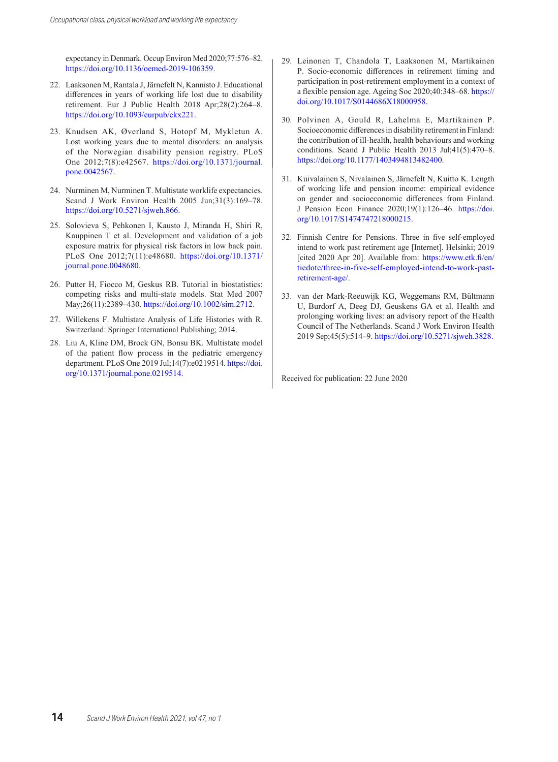expectancy in Denmark. Occup Environ Med 2020;77:576–82. https://doi.org/10.1136/oemed-2019-106359.

22. Laaksonen M, Rantala J, Järnefelt N, Kannisto J. Educational differences in years of working life lost due to disability retirement. Eur J Public Health 2018 Apr;28(2):264–8. https://doi.org/10.1093/eurpub/ckx221.

23. Knudsen AK, Øverland S, Hotopf M, Mykletun A. Lost working years due to mental disorders: an analysis of the Norwegian disability pension registry. PLoS One 2012;7(8):e42567. https://doi.org/10.1371/journal.pone.0042567.

24. Nurminen M, Nurminen T. Multistate worklife expectancies. Scand J Work Environ Health 2005 Jun;31(3):169–78. https://doi.org/10.5271/sjweh.866.

25. Solovieva S, Pehkonen I, Kausto J, Miranda H, Shiri R, Kauppinen T et al. Development and validation of a job exposure matrix for physical risk factors in low back pain. PLoS One 2012;7(11):e48680. https://doi.org/10.1371/journal.pone.0048680.

26. Putter H, Fiocco M, Geskus RB. Tutorial in biostatistics: competing risks and multi-state models. Stat Med 2007 May;26(11):2389–430. https://doi.org/10.1002/sim.2712.

27. Willekens F. Multistate Analysis of Life Histories with R. Switzerland: Springer International Publishing; 2014.

28. Liu A, Kline DM, Brock GN, Bonsu BK. Multistate model of the patient flow process in the pediatric emergency department. PLoS One 2019 Jul;14(7):e0219514. https://doi.org/10.1371/journal.pone.0219514.

29. Leinonen T, Chandola T, Laaksonen M, Martikainen P. Socio-economic differences in retirement timing and participation in post-retirement employment in a context of a flexible pension age. Ageing Soc 2020;40:348–68. https://doi.org/10.1017/S0144686X18000958.

30. Polvinen A, Gould R, Lahelma E, Martikainen P. Socioeconomic differences in disability retirement in Finland: the contribution of ill-health, health behaviours and working conditions. Scand J Public Health 2013 Jul;41(5):470–8. https://doi.org/10.1177/1403494813482400.

31. Kuivalainen S, Nivalainen S, Järnefelt N, Kuitto K. Length of working life and pension income: empirical evidence on gender and socioeconomic differences from Finland. J Pension Econ Finance 2020;19(1):126–46. https://doi.org/10.1017/S1474747218000215.

32. Finnish Centre for Pensions. Three in five self-employed intend to work past retirement age [Internet]. Helsinki; 2019 [cited 2020 Apr 20]. Available from: https://www.etk.fi/en/tiedote/three-in-five-self-employed-intend-to-work-past-retirement-age/.

33. van der Mark-Reeuwijk KG, Weggemans RM, Bültmann U, Burdorf A, Deeg DJ, Geuskens GA et al. Health and prolonging working lives: an advisory report of the Health Council of The Netherlands. Scand J Work Environ Health 2019 Sep;45(5):514–9. https://doi.org/10.5271/sjweh.3828.

Received for publication: 22 June 2020